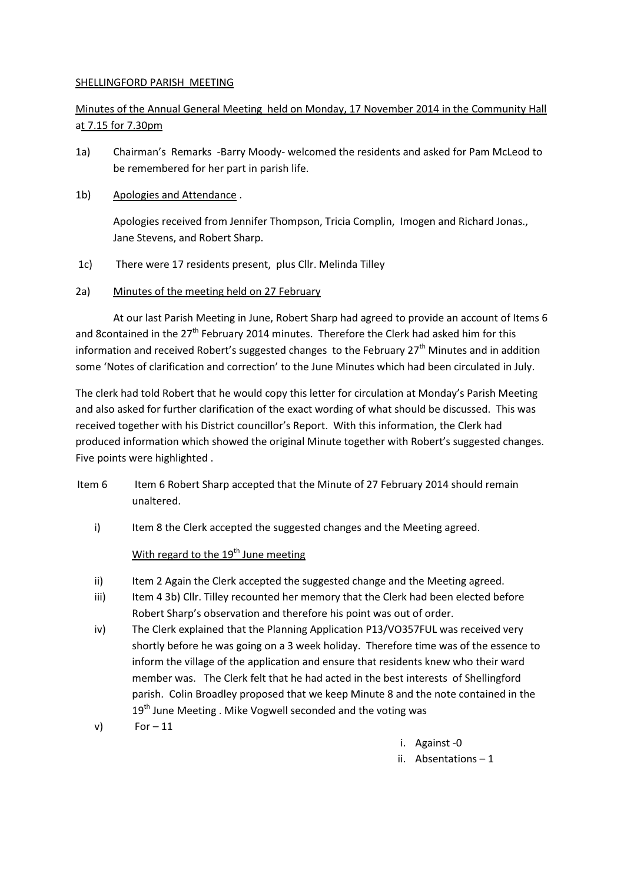SHELLINGFORD PARISH MEETING

Minutes of the Annual General Meeting held on Monday, 17 November 2014 in the Community Hall at 7.15 for 7.30pm

1a) Chairman's Remarks -Barry Moody- welcomed the residents and asked for Pam McLeod to be remembered for her part in parish life.

1b) Apologies and Attendance .

Apologies received from Jennifer Thompson, Tricia Complin, Imogen and Richard Jonas., Jane Stevens, and Robert Sharp.

1c) There were 17 residents present, plus Cllr. Melinda Tilley

2a) Minutes of the meeting held on 27 February

At our last Parish Meeting in June, Robert Sharp had agreed to provide an account of Items 6 and 8contained in the 27th February 2014 minutes. Therefore the Clerk had asked him for this information and received Robert's suggested changes to the February 27th Minutes and in addition some 'Notes of clarification and correction' to the June Minutes which had been circulated in July.

The clerk had told Robert that he would copy this letter for circulation at Monday's Parish Meeting and also asked for further clarification of the exact wording of what should be discussed. This was received together with his District councillor's Report. With this information, the Clerk had produced information which showed the original Minute together with Robert's suggested changes. Five points were highlighted .

Item 6 Item 6 Robert Sharp accepted that the Minute of 27 February 2014 should remain unaltered.

i) Item 8 the Clerk accepted the suggested changes and the Meeting agreed.

With regard to the 19th June meeting

ii) Item 2 Again the Clerk accepted the suggested change and the Meeting agreed.

iii) Item 4 3b) Cllr. Tilley recounted her memory that the Clerk had been elected before Robert Sharp's observation and therefore his point was out of order.

iv) The Clerk explained that the Planning Application P13/VO357FUL was received very shortly before he was going on a 3 week holiday. Therefore time was of the essence to inform the village of the application and ensure that residents knew who their ward member was. The Clerk felt that he had acted in the best interests of Shellingford parish. Colin Broadley proposed that we keep Minute 8 and the note contained in the 19th June Meeting . Mike Vogwell seconded and the voting was

v) For – 11

   i. Against -0
   ii. Absentations – 1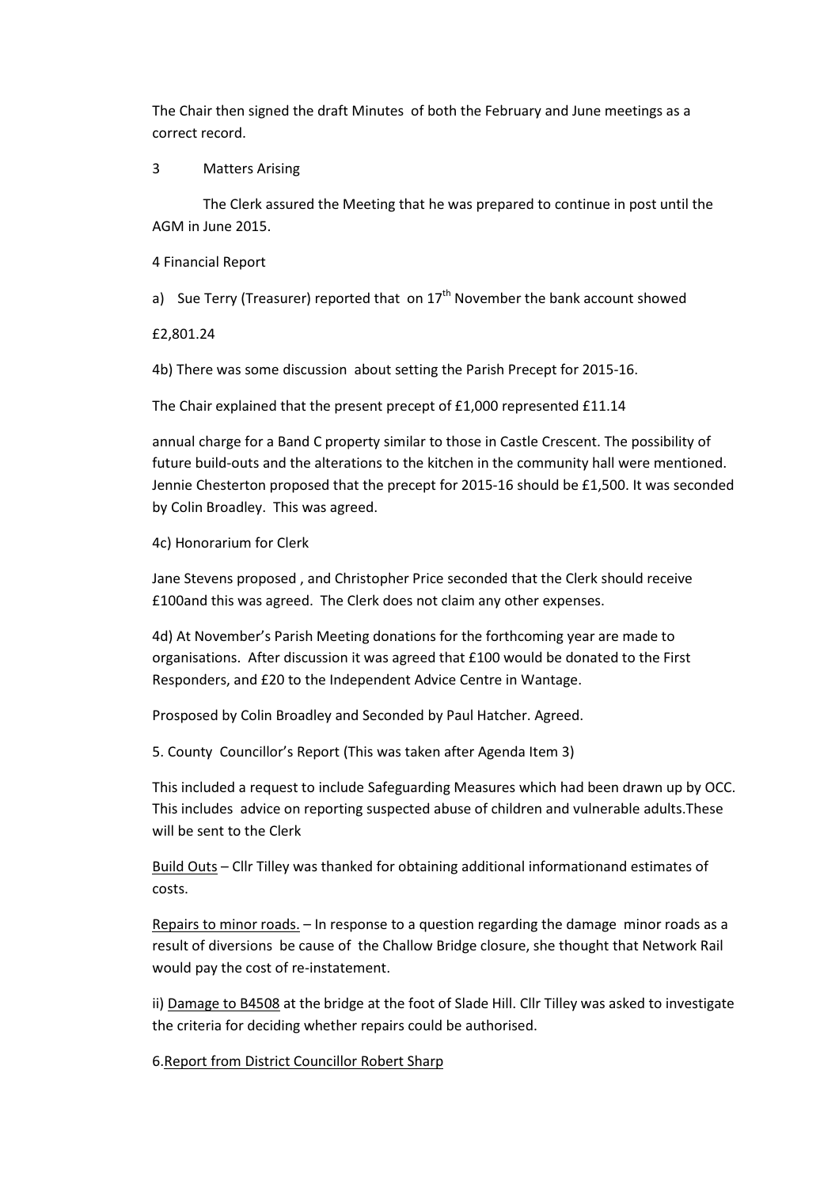The Chair then signed the draft Minutes of both the February and June meetings as a correct record.

3 Matters Arising

The Clerk assured the Meeting that he was prepared to continue in post until the AGM in June 2015.

4 Financial Report

a) Sue Terry (Treasurer) reported that on 17th November the bank account showed

£2,801.24

4b) There was some discussion about setting the Parish Precept for 2015-16.

The Chair explained that the present precept of £1,000 represented £11.14

annual charge for a Band C property similar to those in Castle Crescent. The possibility of future build-outs and the alterations to the kitchen in the community hall were mentioned. Jennie Chesterton proposed that the precept for 2015-16 should be £1,500. It was seconded by Colin Broadley. This was agreed.

4c) Honorarium for Clerk

Jane Stevens proposed , and Christopher Price seconded that the Clerk should receive £100and this was agreed. The Clerk does not claim any other expenses.

4d) At November's Parish Meeting donations for the forthcoming year are made to organisations. After discussion it was agreed that £100 would be donated to the First Responders, and £20 to the Independent Advice Centre in Wantage.

Prosposed by Colin Broadley and Seconded by Paul Hatcher. Agreed.

5. County Councillor's Report (This was taken after Agenda Item 3)

This included a request to include Safeguarding Measures which had been drawn up by OCC. This includes advice on reporting suspected abuse of children and vulnerable adults.These will be sent to the Clerk

Build Outs – Cllr Tilley was thanked for obtaining additional informationand estimates of costs.

Repairs to minor roads. – In response to a question regarding the damage minor roads as a result of diversions be cause of the Challow Bridge closure, she thought that Network Rail would pay the cost of re-instatement.

ii) Damage to B4508 at the bridge at the foot of Slade Hill. Cllr Tilley was asked to investigate the criteria for deciding whether repairs could be authorised.

6.Report from District Councillor Robert Sharp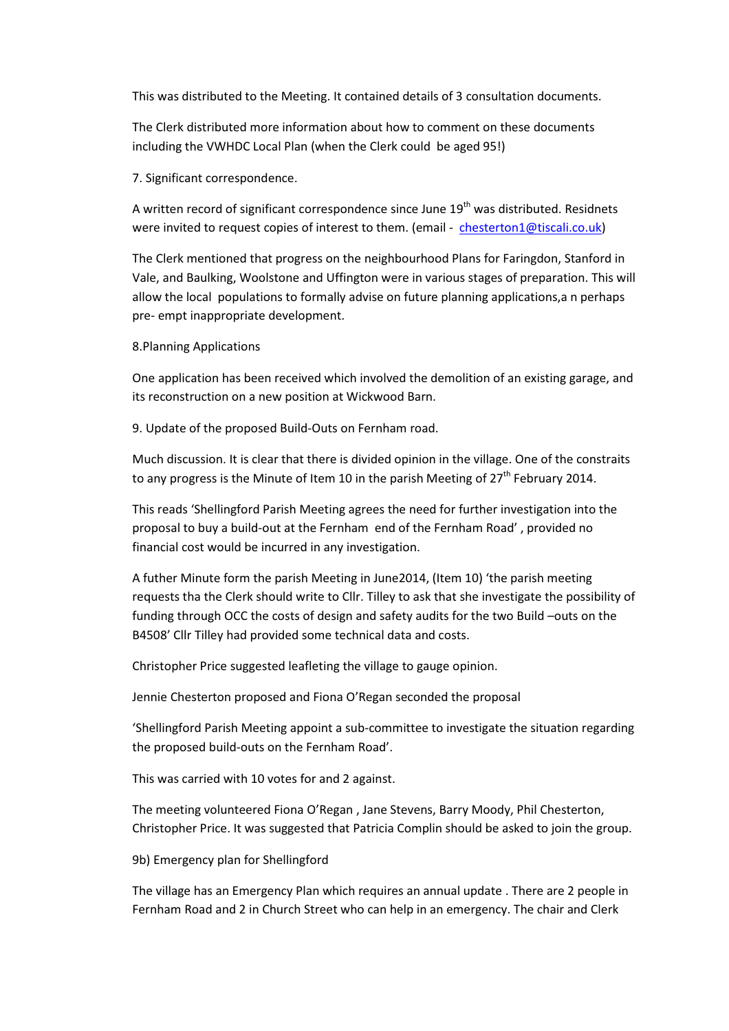This was distributed to the Meeting. It contained details of 3 consultation documents.

The Clerk distributed more information about how to comment on these documents including the VWHDC Local Plan (when the Clerk could  be aged 95!)

7. Significant correspondence.

A written record of significant correspondence since June 19th was distributed. Residnets were invited to request copies of interest to them. (email -  chesterton1@tiscali.co.uk)

The Clerk mentioned that progress on the neighbourhood Plans for Faringdon, Stanford in Vale, and Baulking, Woolstone and Uffington were in various stages of preparation. This will allow the local  populations to formally advise on future planning applications,a n perhaps pre- empt inappropriate development.

8.Planning Applications

One application has been received which involved the demolition of an existing garage, and its reconstruction on a new position at Wickwood Barn.

9. Update of the proposed Build-Outs on Fernham road.

Much discussion. It is clear that there is divided opinion in the village. One of the constraits to any progress is the Minute of Item 10 in the parish Meeting of 27th February 2014.

This reads 'Shellingford Parish Meeting agrees the need for further investigation into the proposal to buy a build-out at the Fernham  end of the Fernham Road' , provided no financial cost would be incurred in any investigation.

A futher Minute form the parish Meeting in June2014, (Item 10) 'the parish meeting requests tha the Clerk should write to Cllr. Tilley to ask that she investigate the possibility of funding through OCC the costs of design and safety audits for the two Build –outs on the B4508' Cllr Tilley had provided some technical data and costs.

Christopher Price suggested leafleting the village to gauge opinion.

Jennie Chesterton proposed and Fiona O'Regan seconded the proposal

'Shellingford Parish Meeting appoint a sub-committee to investigate the situation regarding the proposed build-outs on the Fernham Road'.

This was carried with 10 votes for and 2 against.

The meeting volunteered Fiona O'Regan , Jane Stevens, Barry Moody, Phil Chesterton, Christopher Price. It was suggested that Patricia Complin should be asked to join the group.

9b) Emergency plan for Shellingford

The village has an Emergency Plan which requires an annual update . There are 2 people in Fernham Road and 2 in Church Street who can help in an emergency. The chair and Clerk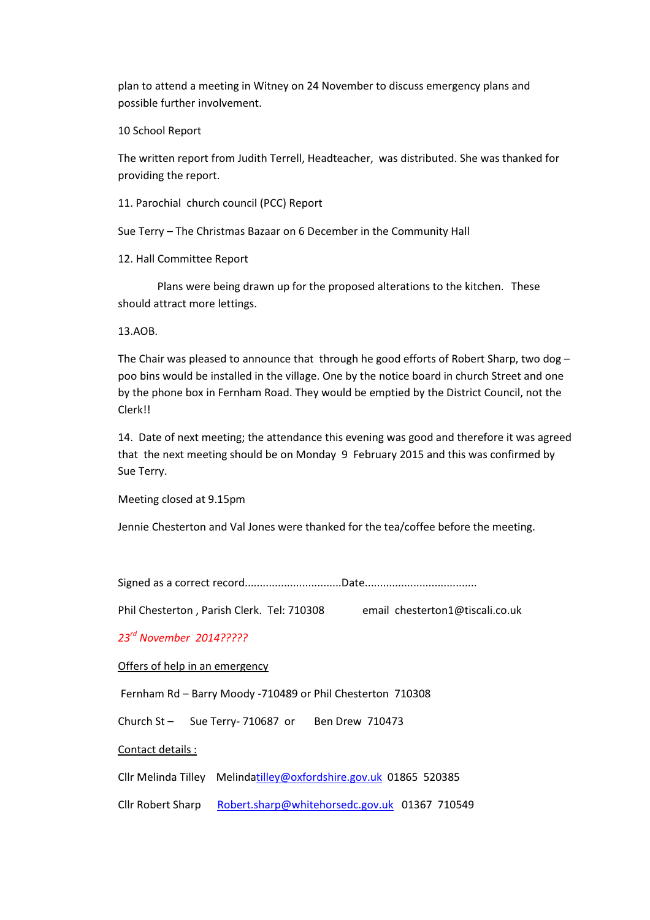plan to attend a meeting in Witney on 24 November to discuss emergency plans and possible further involvement.

10 School Report

The written report from Judith Terrell, Headteacher, was distributed. She was thanked for providing the report.

11. Parochial church council (PCC) Report

Sue Terry – The Christmas Bazaar on 6 December in the Community Hall

12. Hall Committee Report

Plans were being drawn up for the proposed alterations to the kitchen. These should attract more lettings.

13.AOB.

The Chair was pleased to announce that through he good efforts of Robert Sharp, two dog – poo bins would be installed in the village. One by the notice board in church Street and one by the phone box in Fernham Road. They would be emptied by the District Council, not the Clerk!!

14. Date of next meeting; the attendance this evening was good and therefore it was agreed that the next meeting should be on Monday 9 February 2015 and this was confirmed by Sue Terry.

Meeting closed at 9.15pm

Jennie Chesterton and Val Jones were thanked for the tea/coffee before the meeting.

Signed as a correct record................................Date.....................................

Phil Chesterton , Parish Clerk. Tel: 710308 email chesterton1@tiscali.co.uk

*23rd November 2014?????*

<u>Offers of help in an emergency</u>

Fernham Rd – Barry Moody -710489 or Phil Chesterton 710308

Church St – Sue Terry- 710687 or Ben Drew 710473

<u>Contact details :</u>

Cllr Melinda Tilley Melindatilley@oxfordshire.gov.uk 01865 520385

Cllr Robert Sharp Robert.sharp@whitehorsedc.gov.uk 01367 710549